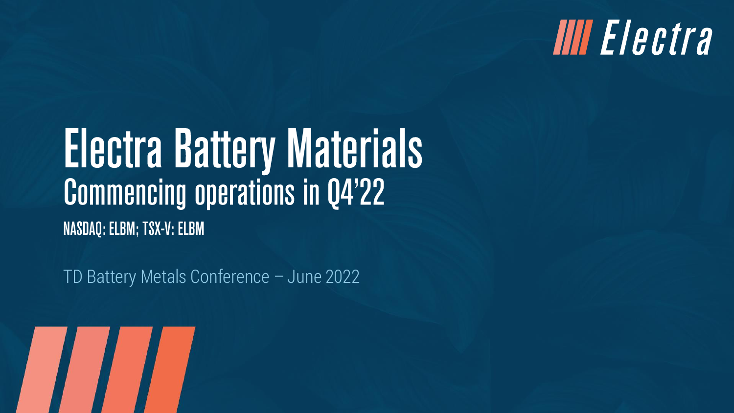Electra

# Electra Battery Materials

## Commencing operations in Q4'22

NASDAQ: ELBM; TSX-V: ELBM

TD Battery Metals Conference – June 2022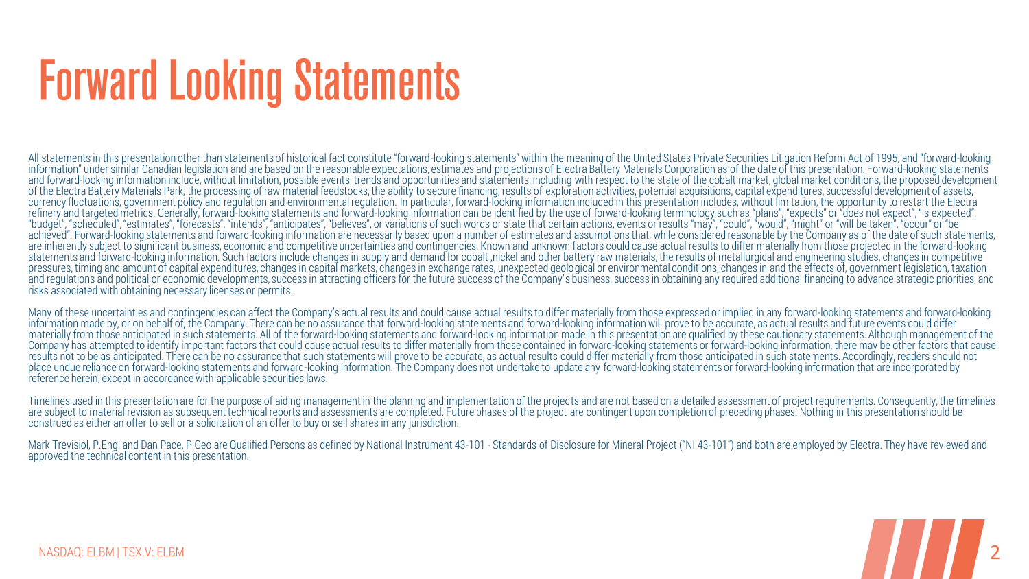# Forward Looking Statements

All statements in this presentation other than statements of historical fact constitute "forward-looking statements" within the meaning of the United States Private Securities Litigation Reform Act of 1995, and "forward-looking information" under similar Canadian legislation and are based on the reasonable expectations, estimates and projections of Electra Battery Materials Corporation as of the date of this presentation. Forward-looking statements and forward-looking information include, without limitation, possible events, trends and opportunities and statements, including with respect to the state of the cobalt market, global market conditions, the proposed development of the Electra Battery Materials Park, the processing of raw material feedstocks, the ability to secure financing, results of exploration activities, potential acquisitions, capital expenditures, successful development of assets, currency fluctuations, government policy and regulation and environmental regulation. In particular, forward-looking information included in this presentation includes, without limitation, the opportunity to restart the Electra refinery and targeted metrics. Generally, forward-looking statements and forward-looking information can be identified by the use of forward-looking terminology such as "plans", "expects" or "does not expect", "is expected", "budget", "scheduled", "estimates", "forecasts", "intends", "anticipates", "believes", or variations of such words or state that certain actions, events or results "may", "could", "would", "might" or "will be taken", "occur" or "be achieved". Forward-looking statements and forward-looking information are necessarily based upon a number of estimates and assumptions that, while considered reasonable by the Company as of the date of such statements, are inherently subject to significant business, economic and competitive uncertainties and contingencies. Known and unknown factors could cause actual results to differ materially from those projected in the forward-looking statements and forward-looking information. Such factors include changes in supply and demand for cobalt ,nickel and other battery raw materials, the results of metallurgical and engineering studies, changes in competitive pressures, timing and amount of capital expenditures, changes in capital markets, changes in exchange rates, unexpected geological or environmental conditions, changes in and the effects of, government legislation, taxation and regulations and political or economic developments, success in attracting officers for the future success of the Company's business, success in obtaining any required additional financing to advance strategic priorities, and risks associated with obtaining necessary licenses or permits.

Many of these uncertainties and contingencies can affect the Company's actual results and could cause actual results to differ materially from those expressed or implied in any forward-looking statements and forward-looking information made by, or on behalf of, the Company. There can be no assurance that forward-looking statements and forward-looking information will prove to be accurate, as actual results and future events could differ materially from those anticipated in such statements. All of the forward-looking statements and forward-looking information made in this presentation are qualified by these cautionary statements. Although management of the Company has attempted to identify important factors that could cause actual results to differ materially from those contained in forward-looking statements or forward-looking information, there may be other factors that cause results not to be as anticipated. There can be no assurance that such statements will prove to be accurate, as actual results could differ materially from those anticipated in such statements. Accordingly, readers should not place undue reliance on forward-looking statements and forward-looking information. The Company does not undertake to update any forward-looking statements or forward-looking information that are incorporated by reference herein, except in accordance with applicable securities laws.

Timelines used in this presentation are for the purpose of aiding management in the planning and implementation of the projects and are not based on a detailed assessment of project requirements. Consequently, the timelines are subject to material revision as subsequent technical reports and assessments are completed. Future phases of the project are contingent upon completion of preceding phases. Nothing in this presentation should be construed as either an offer to sell or a solicitation of an offer to buy or sell shares in any jurisdiction.

Mark Trevisiol, P.Eng. and Dan Pace, P.Geo are Qualified Persons as defined by National Instrument 43-101 - Standards of Disclosure for Mineral Project ("NI 43-101") and both are employed by Electra. They have reviewed and approved the technical content in this presentation.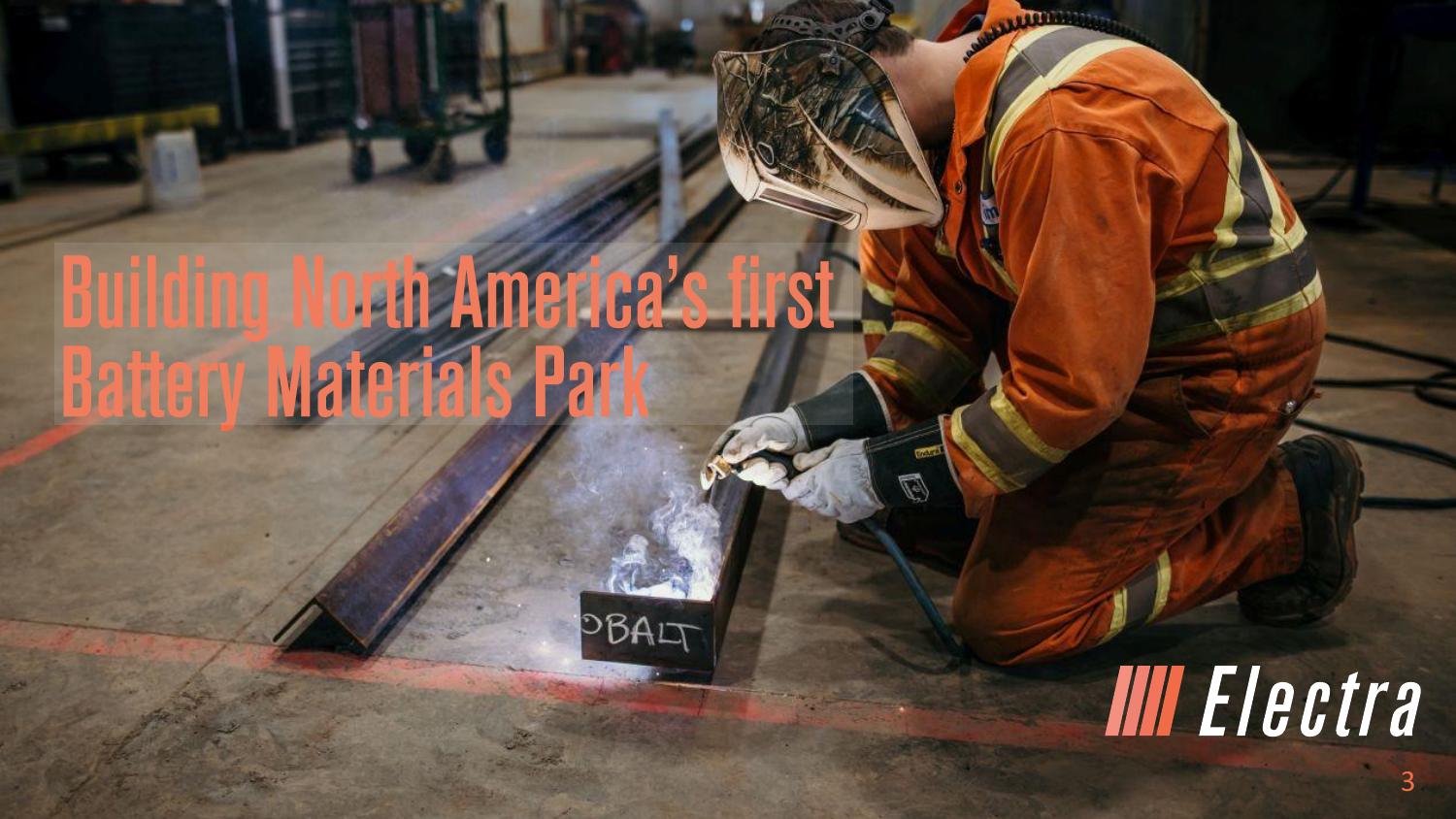# Building North America's first Battery Materials Park

Electra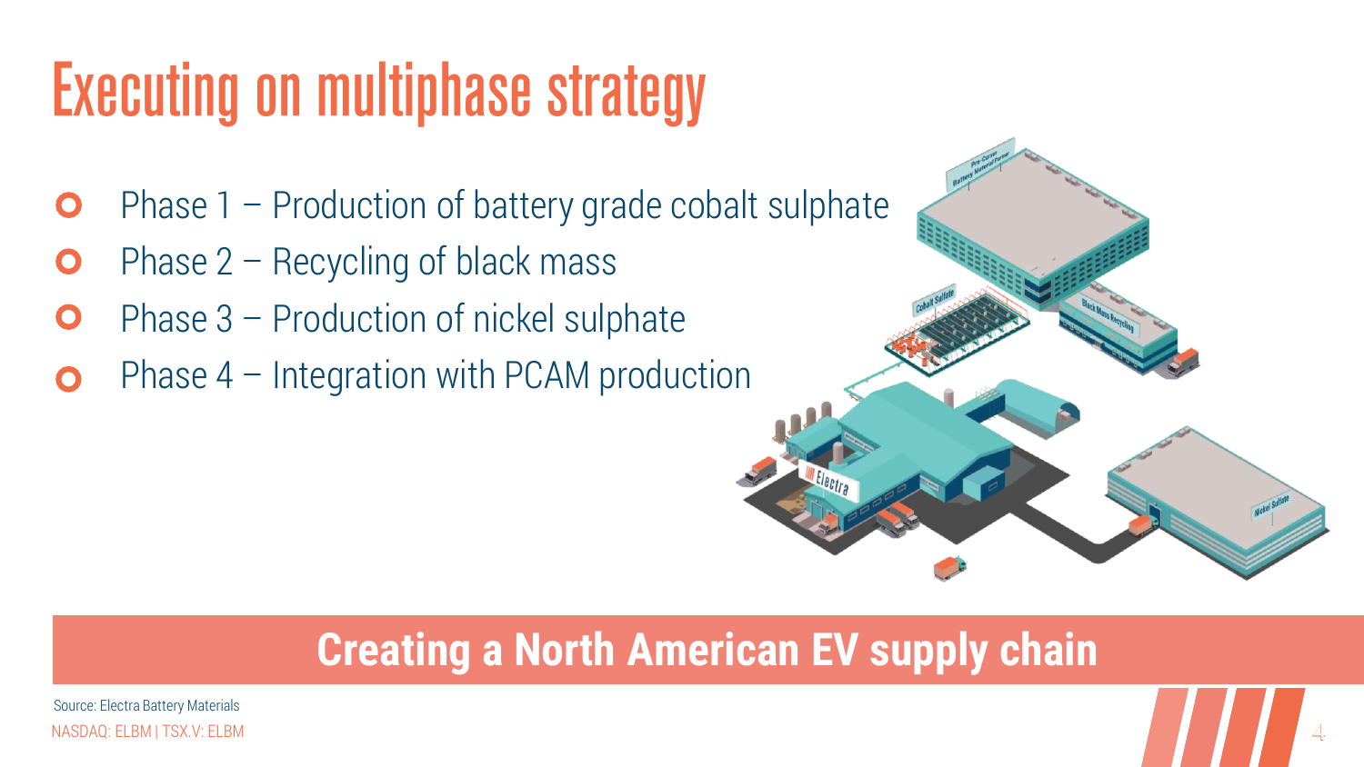# Executing on multiphase strategy

- Phase 1 – Production of battery grade cobalt sulphate
- Phase 2 – Recycling of black mass
- Phase 3 – Production of nickel sulphate
- Phase 4 – Integration with PCAM production

**Creating a North American EV supply chain**

Source: Electra Battery Materials

NASDAQ: ELBM | TSX.V: ELBM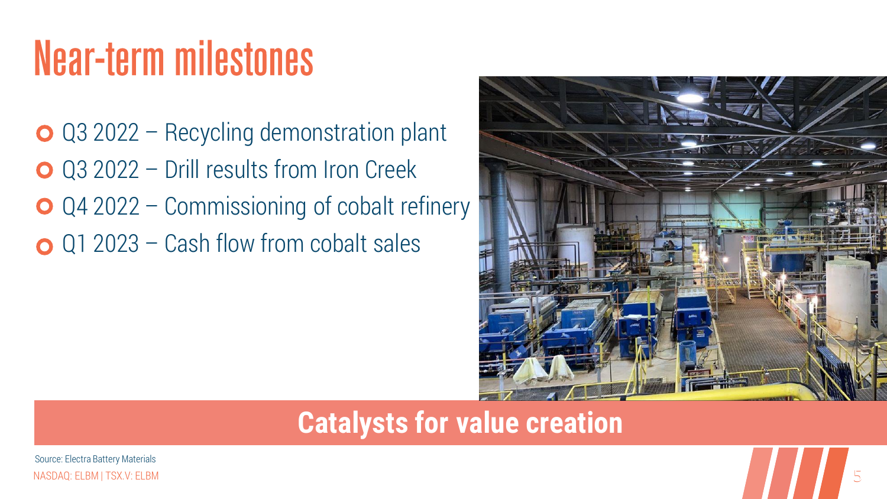# Near-term milestones

- Q3 2022 – Recycling demonstration plant
- Q3 2022 – Drill results from Iron Creek
- Q4 2022 – Commissioning of cobalt refinery
- Q1 2023 – Cash flow from cobalt sales

**Catalysts for value creation**

Source: Electra Battery Materials

NASDAQ: ELBM | TSX.V: ELBM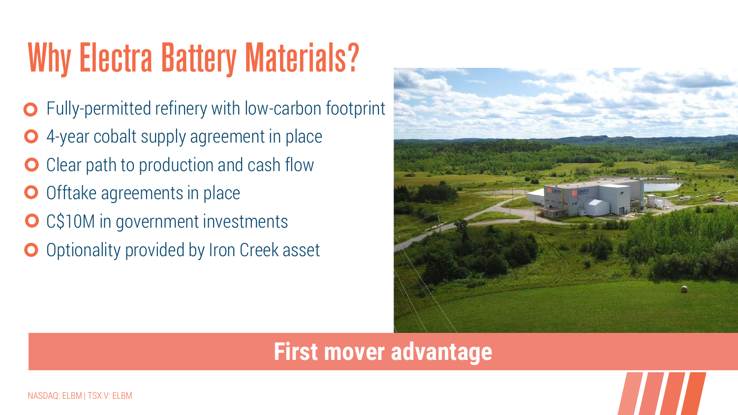# Why Electra Battery Materials?

- Fully-permitted refinery with low-carbon footprint
- 4-year cobalt supply agreement in place
- Clear path to production and cash flow
- Offtake agreements in place
- C$10M in government investments
- Optionality provided by Iron Creek asset

**First mover advantage**

NASDAQ: ELBM | TSX.V: ELBM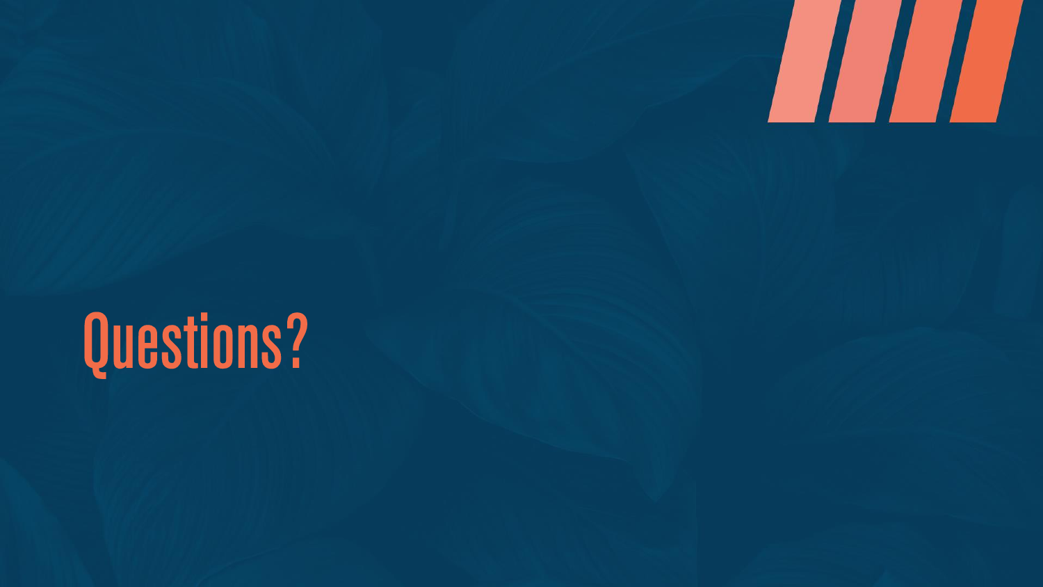# Questions?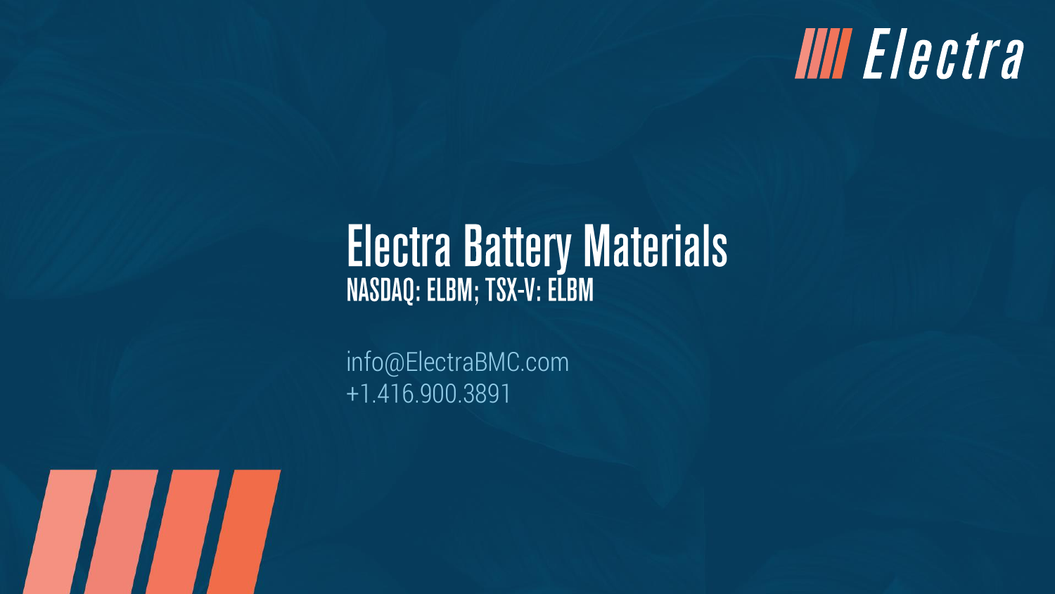Electra

# Electra Battery Materials

NASDAQ: ELBM; TSX-V: ELBM

info@ElectraBMC.com

+1.416.900.3891